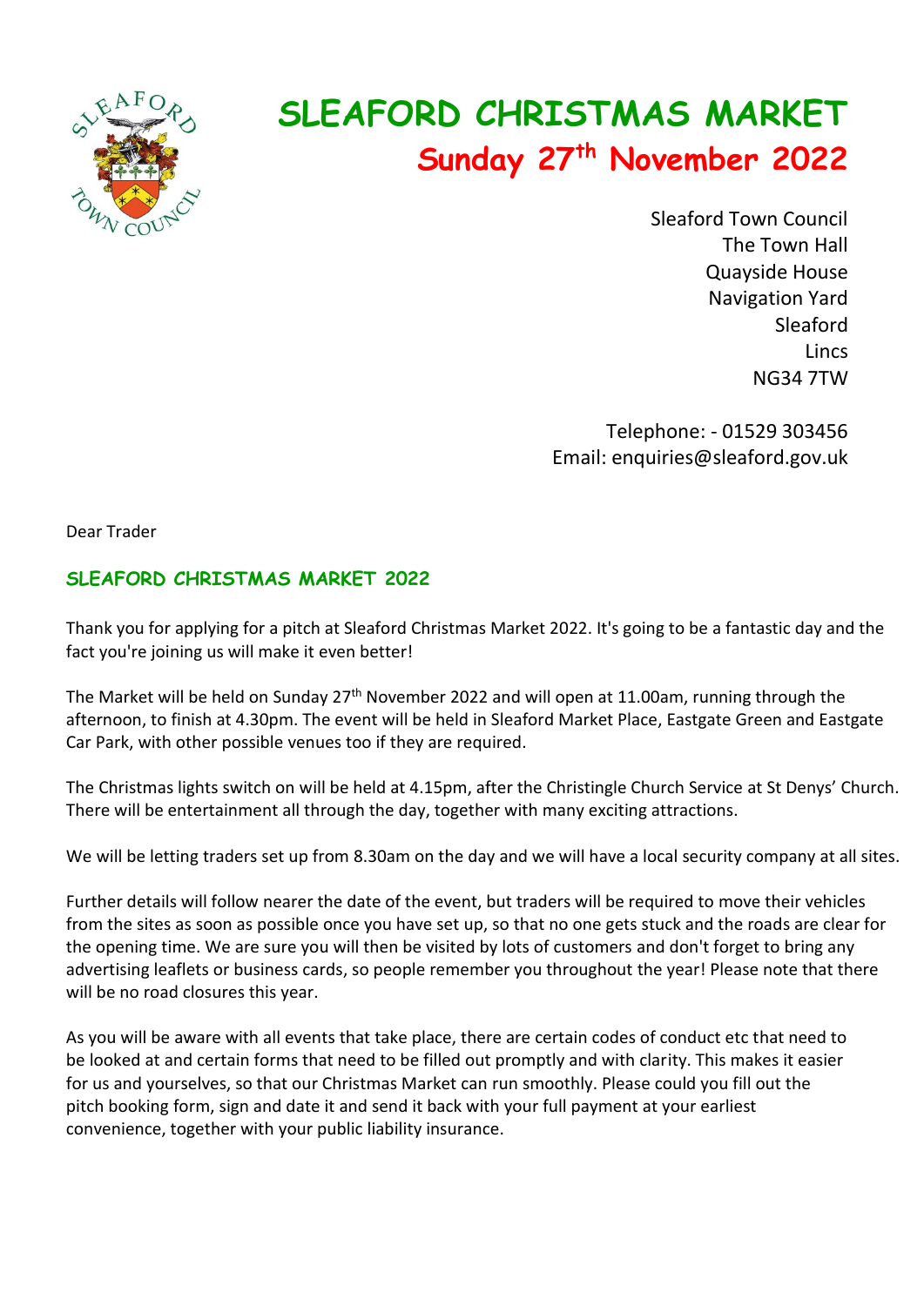# SLEAFORD CHRISTMAS MARKET

## Sunday 27th November 2022

Sleaford Town Council  
The Town Hall  
Quayside House  
Navigation Yard  
Sleaford  
Lincs  
NG34 7TW

Telephone: - 01529 303456  
Email: enquiries@sleaford.gov.uk

Dear Trader

## SLEAFORD CHRISTMAS MARKET 2022

Thank you for applying for a pitch at Sleaford Christmas Market 2022. It's going to be a fantastic day and the fact you're joining us will make it even better!

The Market will be held on Sunday 27th November 2022 and will open at 11.00am, running through the afternoon, to finish at 4.30pm. The event will be held in Sleaford Market Place, Eastgate Green and Eastgate Car Park, with other possible venues too if they are required.

The Christmas lights switch on will be held at 4.15pm, after the Christingle Church Service at St Denys' Church. There will be entertainment all through the day, together with many exciting attractions.

We will be letting traders set up from 8.30am on the day and we will have a local security company at all sites.

Further details will follow nearer the date of the event, but traders will be required to move their vehicles from the sites as soon as possible once you have set up, so that no one gets stuck and the roads are clear for the opening time. We are sure you will then be visited by lots of customers and don't forget to bring any advertising leaflets or business cards, so people remember you throughout the year! Please note that there will be no road closures this year.

As you will be aware with all events that take place, there are certain codes of conduct etc that need to be looked at and certain forms that need to be filled out promptly and with clarity. This makes it easier for us and yourselves, so that our Christmas Market can run smoothly. Please could you fill out the pitch booking form, sign and date it and send it back with your full payment at your earliest convenience, together with your public liability insurance.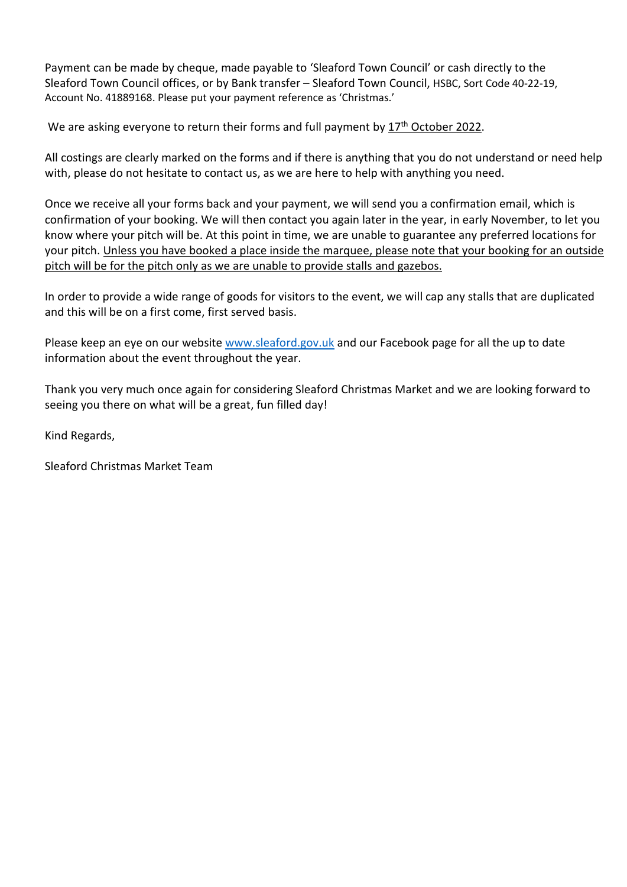Payment can be made by cheque, made payable to 'Sleaford Town Council' or cash directly to the Sleaford Town Council offices, or by Bank transfer – Sleaford Town Council, HSBC, Sort Code 40-22-19, Account No. 41889168. Please put your payment reference as 'Christmas.'

We are asking everyone to return their forms and full payment by 17th October 2022.

All costings are clearly marked on the forms and if there is anything that you do not understand or need help with, please do not hesitate to contact us, as we are here to help with anything you need.

Once we receive all your forms back and your payment, we will send you a confirmation email, which is confirmation of your booking. We will then contact you again later in the year, in early November, to let you know where your pitch will be. At this point in time, we are unable to guarantee any preferred locations for your pitch. Unless you have booked a place inside the marquee, please note that your booking for an outside pitch will be for the pitch only as we are unable to provide stalls and gazebos.

In order to provide a wide range of goods for visitors to the event, we will cap any stalls that are duplicated and this will be on a first come, first served basis.

Please keep an eye on our website www.sleaford.gov.uk and our Facebook page for all the up to date information about the event throughout the year.

Thank you very much once again for considering Sleaford Christmas Market and we are looking forward to seeing you there on what will be a great, fun filled day!

Kind Regards,

Sleaford Christmas Market Team